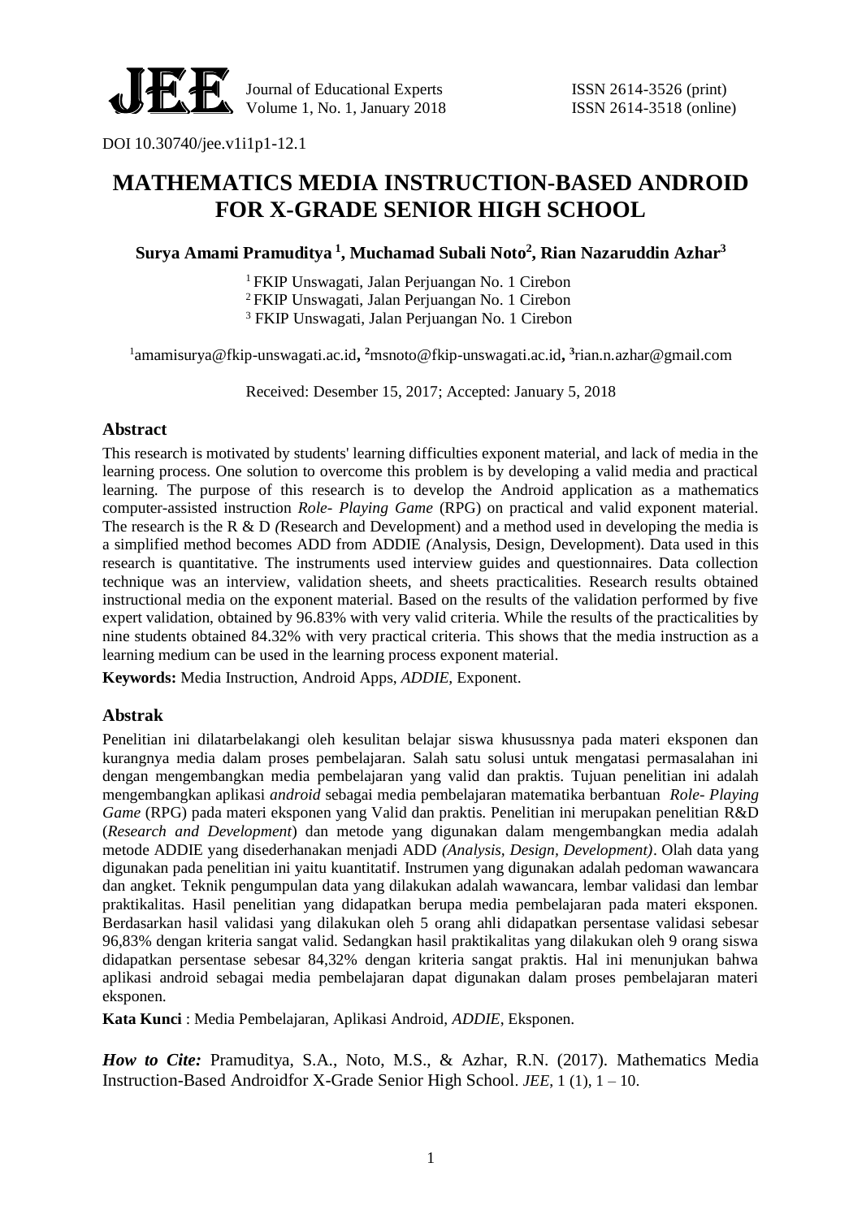DOI 10.30740/jee.v1i1p1-12.1

# MATHEMATICS MEDIA INSTRUCTION-BASED ANDROID FOR X-GRADE SENIOR HIGH SCHOOL

**Surya Amami Pramuditya [1], Muchamad Subali Noto[2], Rian Nazaruddin Azhar[3]**

[1] FKIP Unswagati, Jalan Perjuangan No. 1 Cirebon
[2] FKIP Unswagati, Jalan Perjuangan No. 1 Cirebon
[3] FKIP Unswagati, Jalan Perjuangan No. 1 Cirebon

[1]amamisurya@fkip-unswagati.ac.id, [2]msnoto@fkip-unswagati.ac.id, [3]rian.n.azhar@gmail.com

Received: Desember 15, 2017; Accepted: January 5, 2018

## Abstract

This research is motivated by students' learning difficulties exponent material, and lack of media in the learning process. One solution to overcome this problem is by developing a valid media and practical learning. The purpose of this research is to develop the Android application as a mathematics computer-assisted instruction *Role- Playing Game* (RPG) on practical and valid exponent material. The research is the R & D *(*Research and Development) and a method used in developing the media is a simplified method becomes ADD from ADDIE *(*Analysis, Design, Development). Data used in this research is quantitative. The instruments used interview guides and questionnaires. Data collection technique was an interview, validation sheets, and sheets practicalities. Research results obtained instructional media on the exponent material. Based on the results of the validation performed by five expert validation, obtained by 96.83% with very valid criteria. While the results of the practicalities by nine students obtained 84.32% with very practical criteria. This shows that the media instruction as a learning medium can be used in the learning process exponent material.

**Keywords:** Media Instruction, Android Apps, *ADDIE*, Exponent.

## Abstrak

Penelitian ini dilatarbelakangi oleh kesulitan belajar siswa khusussnya pada materi eksponen dan kurangnya media dalam proses pembelajaran. Salah satu solusi untuk mengatasi permasalahan ini dengan mengembangkan media pembelajaran yang valid dan praktis. Tujuan penelitian ini adalah mengembangkan aplikasi *android* sebagai media pembelajaran matematika berbantuan *Role- Playing Game* (RPG) pada materi eksponen yang Valid dan praktis. Penelitian ini merupakan penelitian R&D (*Research and Development*) dan metode yang digunakan dalam mengembangkan media adalah metode ADDIE yang disederhanakan menjadi ADD *(Analysis, Design, Development)*. Olah data yang digunakan pada penelitian ini yaitu kuantitatif. Instrumen yang digunakan adalah pedoman wawancara dan angket. Teknik pengumpulan data yang dilakukan adalah wawancara, lembar validasi dan lembar praktikalitas. Hasil penelitian yang didapatkan berupa media pembelajaran pada materi eksponen. Berdasarkan hasil validasi yang dilakukan oleh 5 orang ahli didapatkan persentase validasi sebesar 96,83% dengan kriteria sangat valid. Sedangkan hasil praktikalitas yang dilakukan oleh 9 orang siswa didapatkan persentase sebesar 84,32% dengan kriteria sangat praktis. Hal ini menunjukan bahwa aplikasi android sebagai media pembelajaran dapat digunakan dalam proses pembelajaran materi eksponen.

**Kata Kunci** : Media Pembelajaran, Aplikasi Android, *ADDIE*, Eksponen.

***How to Cite:*** Pramuditya, S.A., Noto, M.S., & Azhar, R.N. (2017). Mathematics Media Instruction-Based Androidfor X-Grade Senior High School. *JEE,* 1 (1), 1 – 10.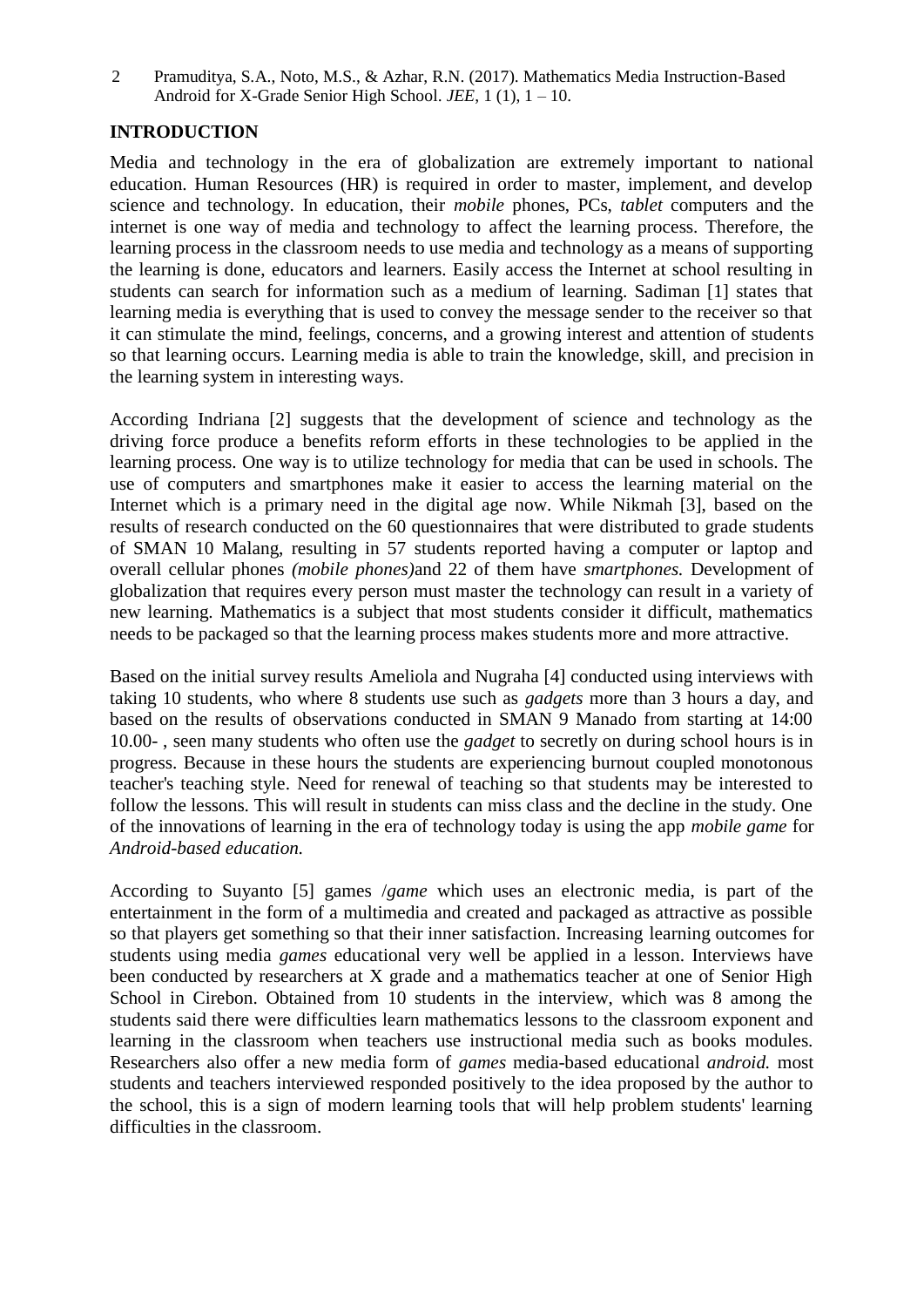## INTRODUCTION

Media and technology in the era of globalization are extremely important to national education. Human Resources (HR) is required in order to master, implement, and develop science and technology. In education, their *mobile* phones, PCs, *tablet* computers and the internet is one way of media and technology to affect the learning process. Therefore, the learning process in the classroom needs to use media and technology as a means of supporting the learning is done, educators and learners. Easily access the Internet at school resulting in students can search for information such as a medium of learning. Sadiman [1] states that learning media is everything that is used to convey the message sender to the receiver so that it can stimulate the mind, feelings, concerns, and a growing interest and attention of students so that learning occurs. Learning media is able to train the knowledge, skill, and precision in the learning system in interesting ways.

According Indriana [2] suggests that the development of science and technology as the driving force produce a benefits reform efforts in these technologies to be applied in the learning process. One way is to utilize technology for media that can be used in schools. The use of computers and smartphones make it easier to access the learning material on the Internet which is a primary need in the digital age now. While Nikmah [3], based on the results of research conducted on the 60 questionnaires that were distributed to grade students of SMAN 10 Malang, resulting in 57 students reported having a computer or laptop and overall cellular phones *(mobile phones)*and 22 of them have *smartphones.* Development of globalization that requires every person must master the technology can result in a variety of new learning. Mathematics is a subject that most students consider it difficult, mathematics needs to be packaged so that the learning process makes students more and more attractive.

Based on the initial survey results Ameliola and Nugraha [4] conducted using interviews with taking 10 students, who where 8 students use such as *gadgets* more than 3 hours a day, and based on the results of observations conducted in SMAN 9 Manado from starting at 14:00 10.00- , seen many students who often use the *gadget* to secretly on during school hours is in progress. Because in these hours the students are experiencing burnout coupled monotonous teacher's teaching style. Need for renewal of teaching so that students may be interested to follow the lessons. This will result in students can miss class and the decline in the study. One of the innovations of learning in the era of technology today is using the app *mobile game* for *Android-based education.*

According to Suyanto [5] games /*game* which uses an electronic media, is part of the entertainment in the form of a multimedia and created and packaged as attractive as possible so that players get something so that their inner satisfaction. Increasing learning outcomes for students using media *games* educational very well be applied in a lesson. Interviews have been conducted by researchers at X grade and a mathematics teacher at one of Senior High School in Cirebon. Obtained from 10 students in the interview, which was 8 among the students said there were difficulties learn mathematics lessons to the classroom exponent and learning in the classroom when teachers use instructional media such as books modules. Researchers also offer a new media form of *games* media-based educational *android.* most students and teachers interviewed responded positively to the idea proposed by the author to the school, this is a sign of modern learning tools that will help problem students' learning difficulties in the classroom.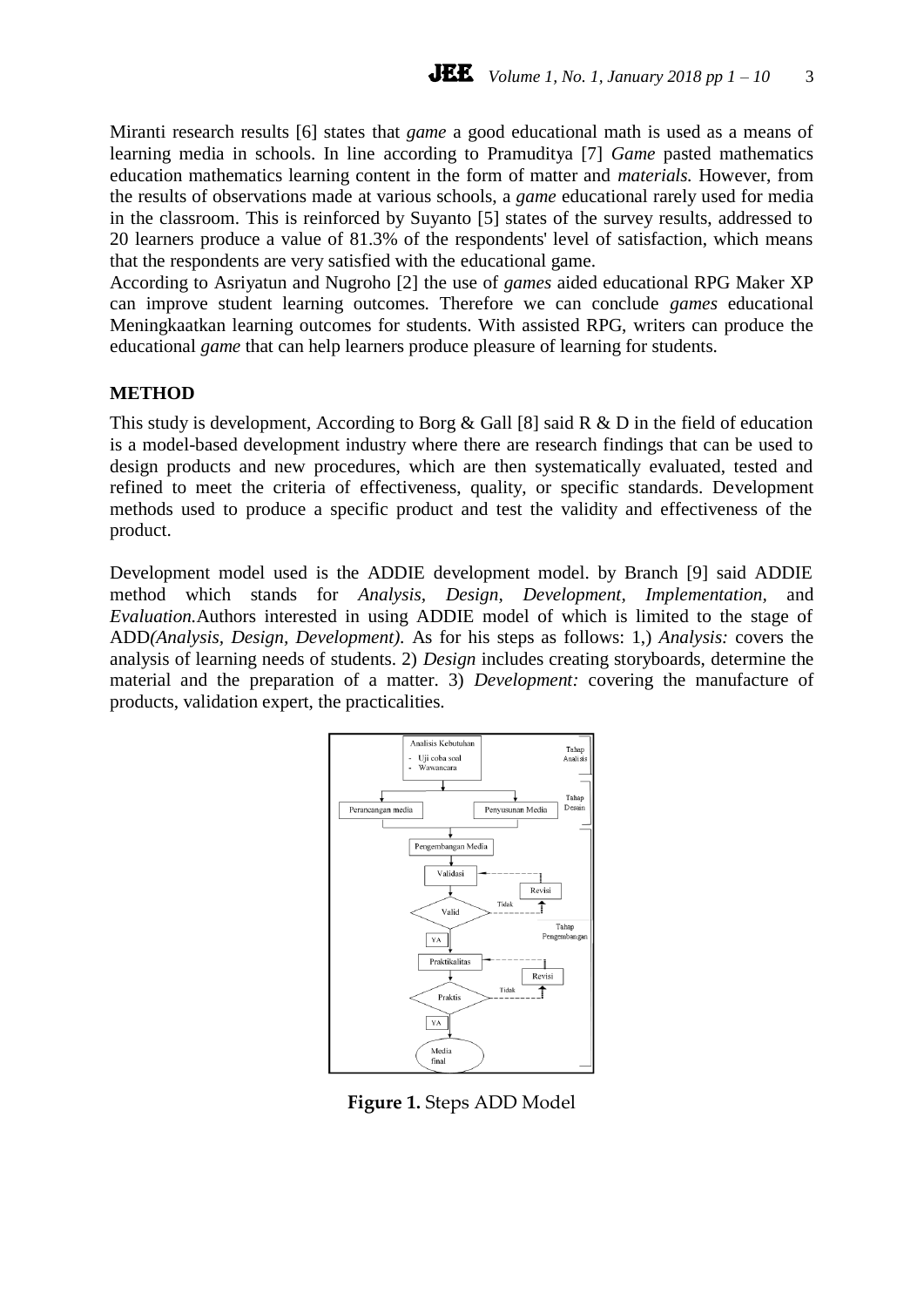Miranti research results [6] states that *game* a good educational math is used as a means of learning media in schools. In line according to Pramuditya [7] *Game* pasted mathematics education mathematics learning content in the form of matter and *materials.* However, from the results of observations made at various schools, a *game* educational rarely used for media in the classroom. This is reinforced by Suyanto [5] states of the survey results, addressed to 20 learners produce a value of 81.3% of the respondents' level of satisfaction, which means that the respondents are very satisfied with the educational game.

According to Asriyatun and Nugroho [2] the use of *games* aided educational RPG Maker XP can improve student learning outcomes. Therefore we can conclude *games* educational Meningkaatkan learning outcomes for students. With assisted RPG, writers can produce the educational *game* that can help learners produce pleasure of learning for students.

## METHOD

This study is development, According to Borg & Gall [8] said R & D in the field of education is a model-based development industry where there are research findings that can be used to design products and new procedures, which are then systematically evaluated, tested and refined to meet the criteria of effectiveness, quality, or specific standards. Development methods used to produce a specific product and test the validity and effectiveness of the product.

Development model used is the ADDIE development model. by Branch [9] said ADDIE method which stands for *Analysis, Design, Development, Implementation,* and *Evaluation.*Authors interested in using ADDIE model of which is limited to the stage of ADD*(Analysis, Design, Development).* As for his steps as follows: 1,) *Analysis:* covers the analysis of learning needs of students. 2) *Design* includes creating storyboards, determine the material and the preparation of a matter. 3) *Development:* covering the manufacture of products, validation expert, the practicalities.

Analisis Kebutuhan
- Uji coba soal
- Wawancara

Tahap Analisis

Perancangan media | Penyusunan Media

Tahap Desain

Pengembangan Media → Validasi → Valid (Tidak → Revisi) → YA → Praktikalitas → Praktis (Tidak → Revisi) → YA → Media final

Tahap Pengembangan

**Figure 1.** Steps ADD Model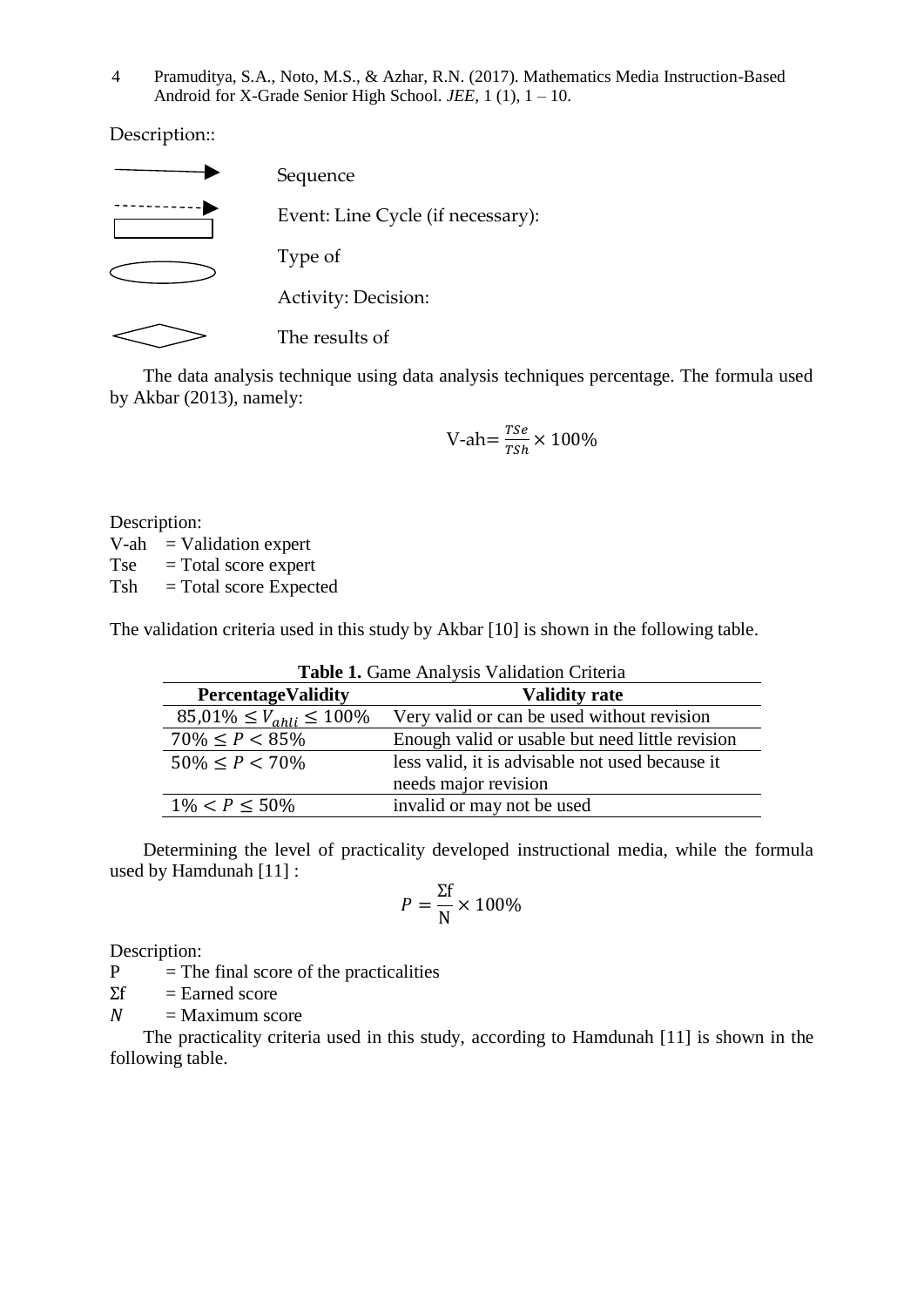Description::

Sequence

Event: Line Cycle (if necessary):

Type of

Activity: Decision:

The results of

The data analysis technique using data analysis techniques percentage. The formula used by Akbar (2013), namely:

$$\text{V-ah} = \frac{TSe}{TSh} \times 100\%$$

Description:
V-ah = Validation expert
Tse = Total score expert
Tsh = Total score Expected

The validation criteria used in this study by Akbar [10] is shown in the following table.

**Table 1.** Game Analysis Validation Criteria

| PercentageValidity | Validity rate |
|---|---|
| $85{,}01\% \leq V_{ahli} \leq 100\%$ | Very valid or can be used without revision |
| $70\% \leq P < 85\%$ | Enough valid or usable but need little revision |
| $50\% \leq P < 70\%$ | less valid, it is advisable not used because it needs major revision |
| $1\% < P \leq 50\%$ | invalid or may not be used |

Determining the level of practicality developed instructional media, while the formula used by Hamdunah [11] :

$$P = \frac{\Sigma f}{N} \times 100\%$$

Description:
P = The final score of the practicalities
$\Sigma f$ = Earned score
$N$ = Maximum score

The practicality criteria used in this study, according to Hamdunah [11] is shown in the following table.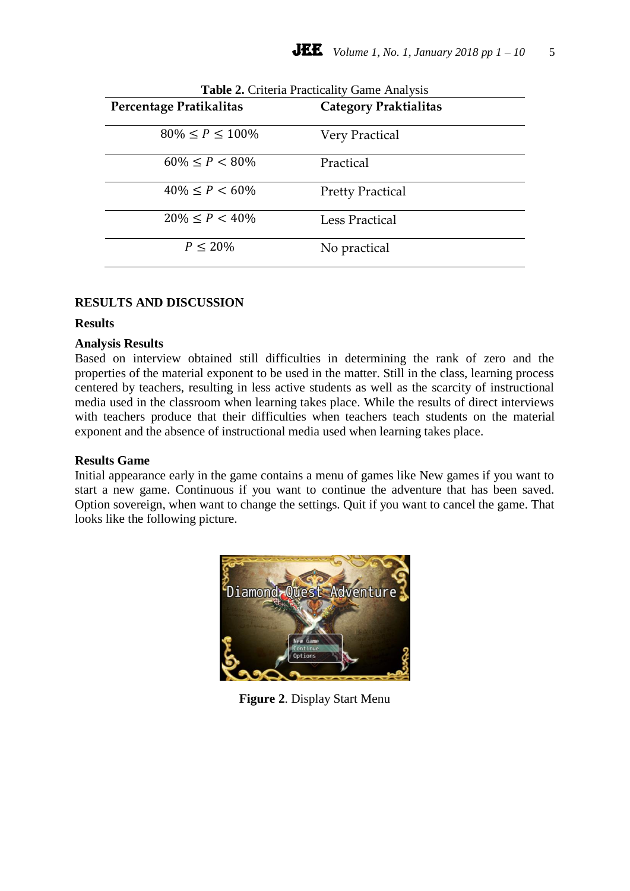**Table 2.** Criteria Practicality Game Analysis

| Percentage Pratikalitas | Category Praktialitas |
|---|---|
| $80\% \leq P \leq 100\%$ | Very Practical |
| $60\% \leq P < 80\%$ | Practical |
| $40\% \leq P < 60\%$ | Pretty Practical |
| $20\% \leq P < 40\%$ | Less Practical |
| $P \leq 20\%$ | No practical |

## RESULTS AND DISCUSSION

### Results

#### Analysis Results

Based on interview obtained still difficulties in determining the rank of zero and the properties of the material exponent to be used in the matter. Still in the class, learning process centered by teachers, resulting in less active students as well as the scarcity of instructional media used in the classroom when learning takes place. While the results of direct interviews with teachers produce that their difficulties when teachers teach students on the material exponent and the absence of instructional media used when learning takes place.

#### Results Game

Initial appearance early in the game contains a menu of games like New games if you want to start a new game. Continuous if you want to continue the adventure that has been saved. Option sovereign, when want to change the settings. Quit if you want to cancel the game. That looks like the following picture.

**Figure 2**. Display Start Menu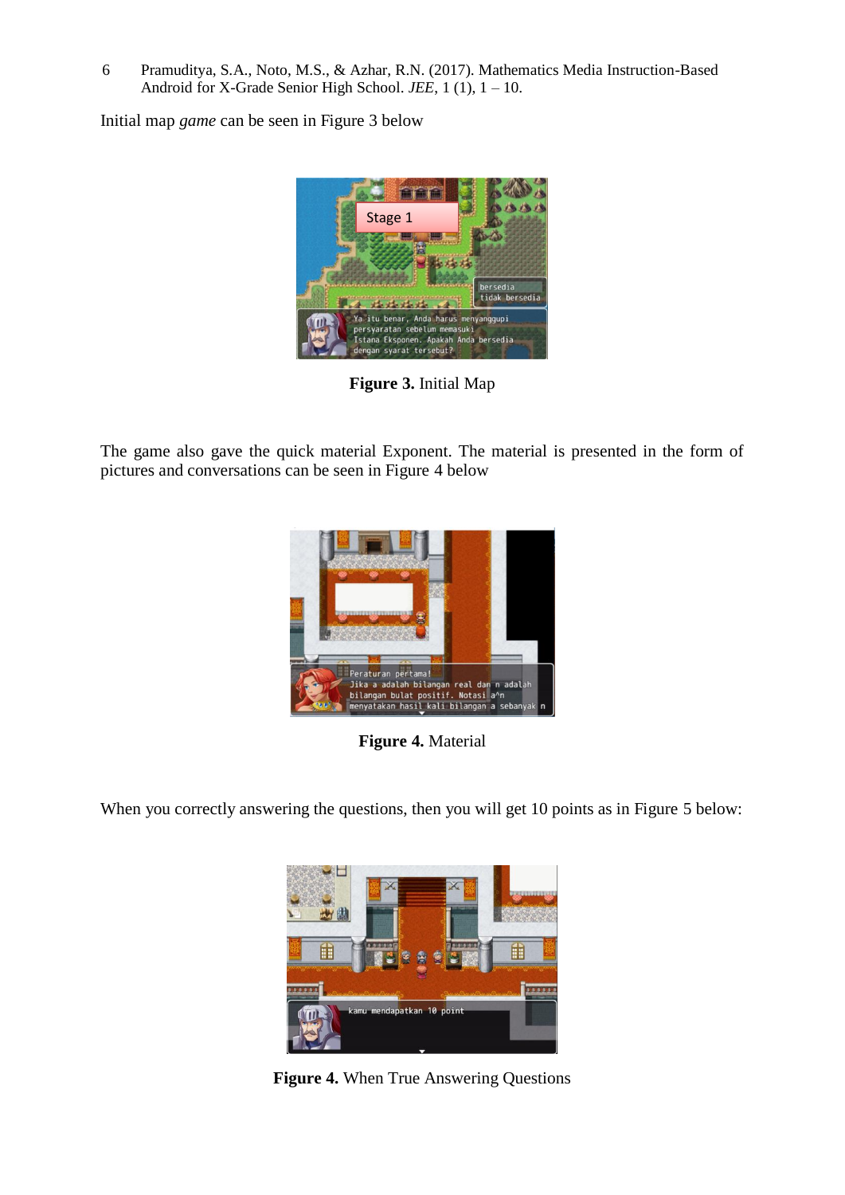Initial map *game* can be seen in Figure 3 below

**Figure 3.** Initial Map

The game also gave the quick material Exponent. The material is presented in the form of pictures and conversations can be seen in Figure 4 below

**Figure 4.** Material

When you correctly answering the questions, then you will get 10 points as in Figure 5 below:

**Figure 4.** When True Answering Questions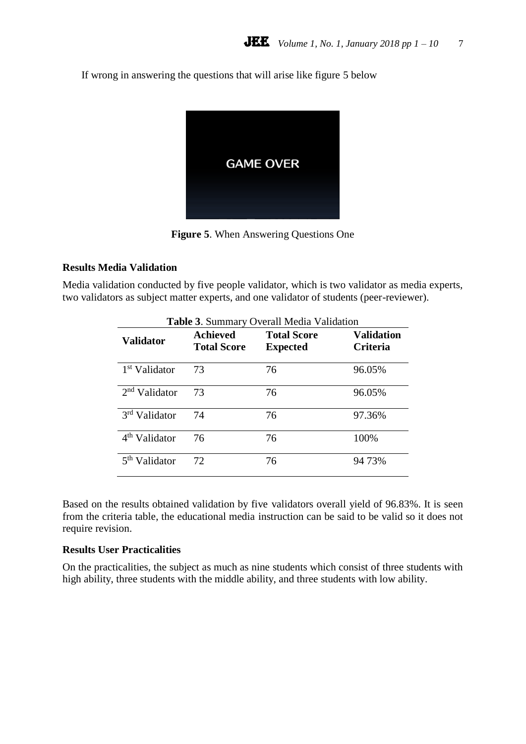If wrong in answering the questions that will arise like figure 5 below

**Figure 5**. When Answering Questions One

**Results Media Validation**

Media validation conducted by five people validator, which is two validator as media experts, two validators as subject matter experts, and one validator of students (peer-reviewer).

**Table 3**. Summary Overall Media Validation

| Validator | Achieved Total Score | Total Score Expected | Validation Criteria |
|---|---|---|---|
| 1st Validator | 73 | 76 | 96.05% |
| 2nd Validator | 73 | 76 | 96.05% |
| 3rd Validator | 74 | 76 | 97.36% |
| 4th Validator | 76 | 76 | 100% |
| 5th Validator | 72 | 76 | 94 73% |

Based on the results obtained validation by five validators overall yield of 96.83%. It is seen from the criteria table, the educational media instruction can be said to be valid so it does not require revision.

**Results User Practicalities**

On the practicalities, the subject as much as nine students which consist of three students with high ability, three students with the middle ability, and three students with low ability.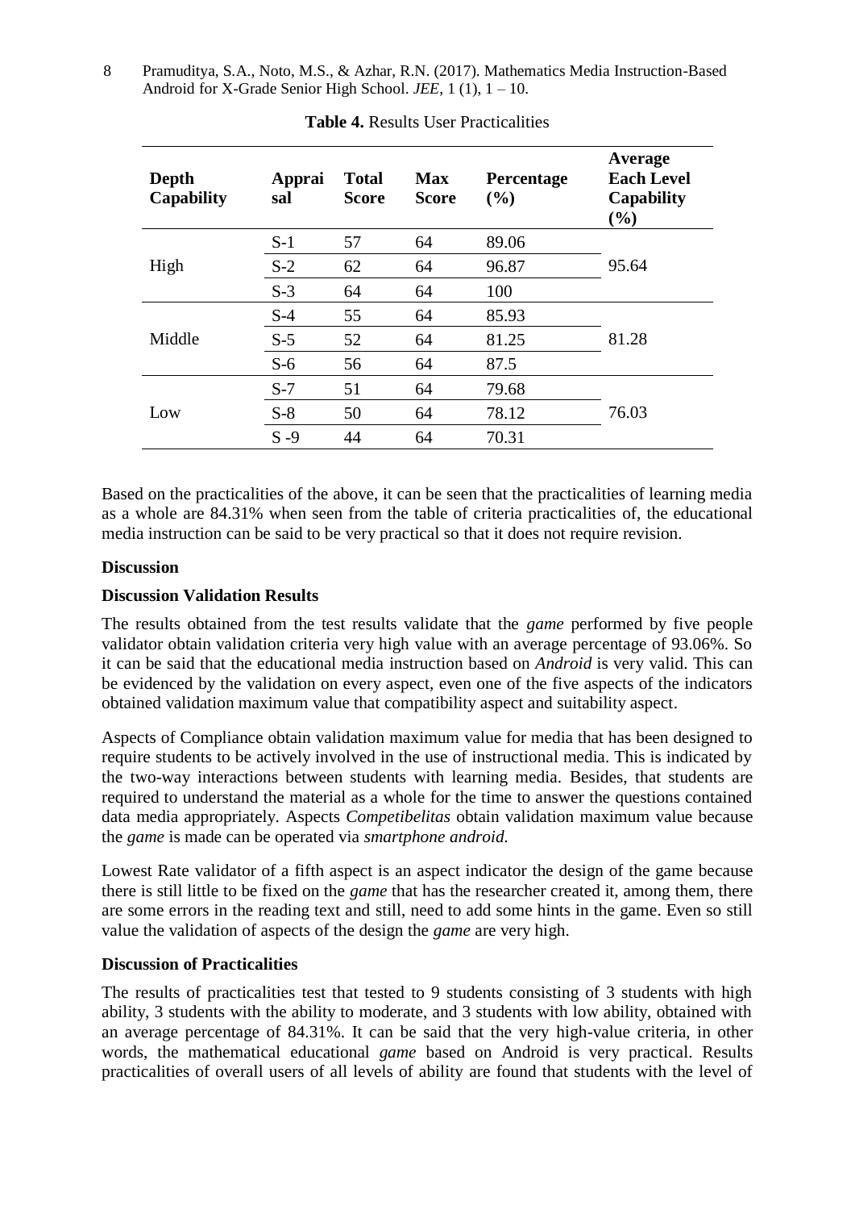**Table 4.** Results User Practicalities

| Depth Capability | Appraisal | Total Score | Max Score | Percentage (%) | Average Each Level Capability (%) |
|---|---|---|---|---|---|
| High | S-1 | 57 | 64 | 89.06 | 95.64 |
| | S-2 | 62 | 64 | 96.87 | |
| | S-3 | 64 | 64 | 100 | |
| Middle | S-4 | 55 | 64 | 85.93 | 81.28 |
| | S-5 | 52 | 64 | 81.25 | |
| | S-6 | 56 | 64 | 87.5 | |
| Low | S-7 | 51 | 64 | 79.68 | 76.03 |
| | S-8 | 50 | 64 | 78.12 | |
| | S -9 | 44 | 64 | 70.31 | |

Based on the practicalities of the above, it can be seen that the practicalities of learning media as a whole are 84.31% when seen from the table of criteria practicalities of, the educational media instruction can be said to be very practical so that it does not require revision.

**Discussion**

**Discussion Validation Results**

The results obtained from the test results validate that the *game* performed by five people validator obtain validation criteria very high value with an average percentage of 93.06%. So it can be said that the educational media instruction based on *Android* is very valid. This can be evidenced by the validation on every aspect, even one of the five aspects of the indicators obtained validation maximum value that compatibility aspect and suitability aspect.

Aspects of Compliance obtain validation maximum value for media that has been designed to require students to be actively involved in the use of instructional media. This is indicated by the two-way interactions between students with learning media. Besides, that students are required to understand the material as a whole for the time to answer the questions contained data media appropriately. Aspects *Competibelitas* obtain validation maximum value because the *game* is made can be operated via *smartphone android.*

Lowest Rate validator of a fifth aspect is an aspect indicator the design of the game because there is still little to be fixed on the *game* that has the researcher created it, among them, there are some errors in the reading text and still, need to add some hints in the game. Even so still value the validation of aspects of the design the *game* are very high.

**Discussion of Practicalities**

The results of practicalities test that tested to 9 students consisting of 3 students with high ability, 3 students with the ability to moderate, and 3 students with low ability, obtained with an average percentage of 84.31%. It can be said that the very high-value criteria, in other words, the mathematical educational *game* based on Android is very practical. Results practicalities of overall users of all levels of ability are found that students with the level of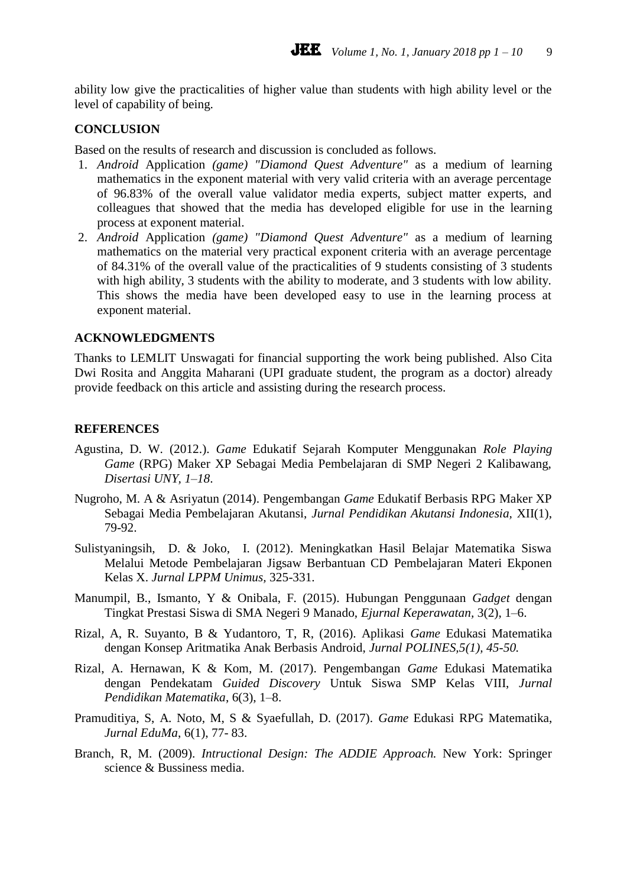ability low give the practicalities of higher value than students with high ability level or the level of capability of being.

## CONCLUSION

Based on the results of research and discussion is concluded as follows.

1. *Android* Application *(game) "Diamond Quest Adventure"* as a medium of learning mathematics in the exponent material with very valid criteria with an average percentage of 96.83% of the overall value validator media experts, subject matter experts, and colleagues that showed that the media has developed eligible for use in the learning process at exponent material.
2. *Android* Application *(game) "Diamond Quest Adventure"* as a medium of learning mathematics on the material very practical exponent criteria with an average percentage of 84.31% of the overall value of the practicalities of 9 students consisting of 3 students with high ability, 3 students with the ability to moderate, and 3 students with low ability. This shows the media have been developed easy to use in the learning process at exponent material.

## ACKNOWLEDGMENTS

Thanks to LEMLIT Unswagati for financial supporting the work being published. Also Cita Dwi Rosita and Anggita Maharani (UPI graduate student, the program as a doctor) already provide feedback on this article and assisting during the research process.

## REFERENCES

Agustina, D. W. (2012.). *Game* Edukatif Sejarah Komputer Menggunakan *Role Playing Game* (RPG) Maker XP Sebagai Media Pembelajaran di SMP Negeri 2 Kalibawang, *Disertasi UNY, 1–18*.

Nugroho, M. A & Asriyatun (2014). Pengembangan *Game* Edukatif Berbasis RPG Maker XP Sebagai Media Pembelajaran Akutansi, *Jurnal Pendidikan Akutansi Indonesia,* XII(1), 79-92.

Sulistyaningsih, D. & Joko, I. (2012). Meningkatkan Hasil Belajar Matematika Siswa Melalui Metode Pembelajaran Jigsaw Berbantuan CD Pembelajaran Materi Ekponen Kelas X. *Jurnal LPPM Unimus,* 325-331.

Manumpil, B., Ismanto, Y & Onibala, F. (2015). Hubungan Penggunaan *Gadget* dengan Tingkat Prestasi Siswa di SMA Negeri 9 Manado, *Ejurnal Keperawatan,* 3(2), 1–6.

Rizal, A, R. Suyanto, B & Yudantoro, T, R, (2016). Aplikasi *Game* Edukasi Matematika dengan Konsep Aritmatika Anak Berbasis Android, *Jurnal POLINES,5(1), 45-50.*

Rizal, A. Hernawan, K & Kom, M. (2017). Pengembangan *Game* Edukasi Matematika dengan Pendekatam *Guided Discovery* Untuk Siswa SMP Kelas VIII, *Jurnal Pendidikan Matematika*, 6(3), 1–8.

Pramuditiya, S, A. Noto, M, S & Syaefullah, D. (2017). *Game* Edukasi RPG Matematika, *Jurnal EduMa*, 6(1), 77- 83.

Branch, R, M. (2009). *Intructional Design: The ADDIE Approach.* New York: Springer science & Bussiness media.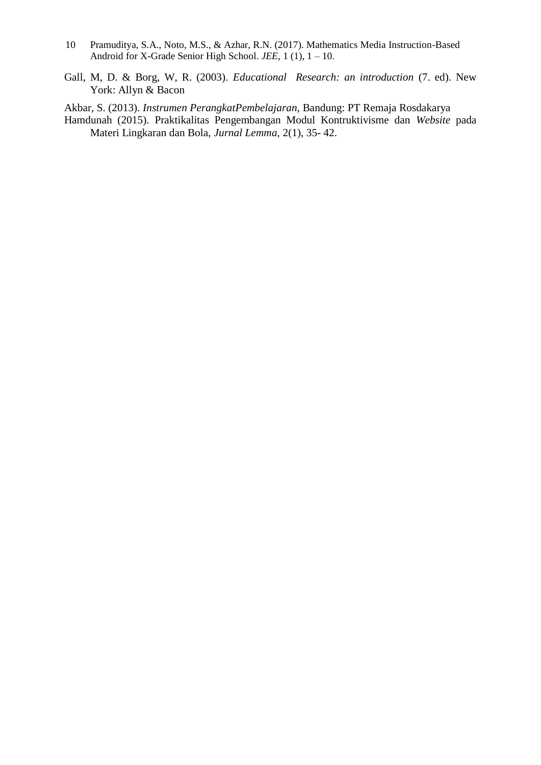10 Pramuditya, S.A., Noto, M.S., & Azhar, R.N. (2017). Mathematics Media Instruction-Based Android for X-Grade Senior High School. *JEE*, 1 (1), 1 – 10.

Gall, M, D. & Borg, W, R. (2003). *Educational Research: an introduction* (7. ed). New York: Allyn & Bacon

Akbar, S. (2013). *Instrumen PerangkatPembelajaran*, Bandung: PT Remaja Rosdakarya

Hamdunah (2015). Praktikalitas Pengembangan Modul Kontruktivisme dan *Website* pada Materi Lingkaran dan Bola, *Jurnal Lemma*, 2(1), 35- 42.